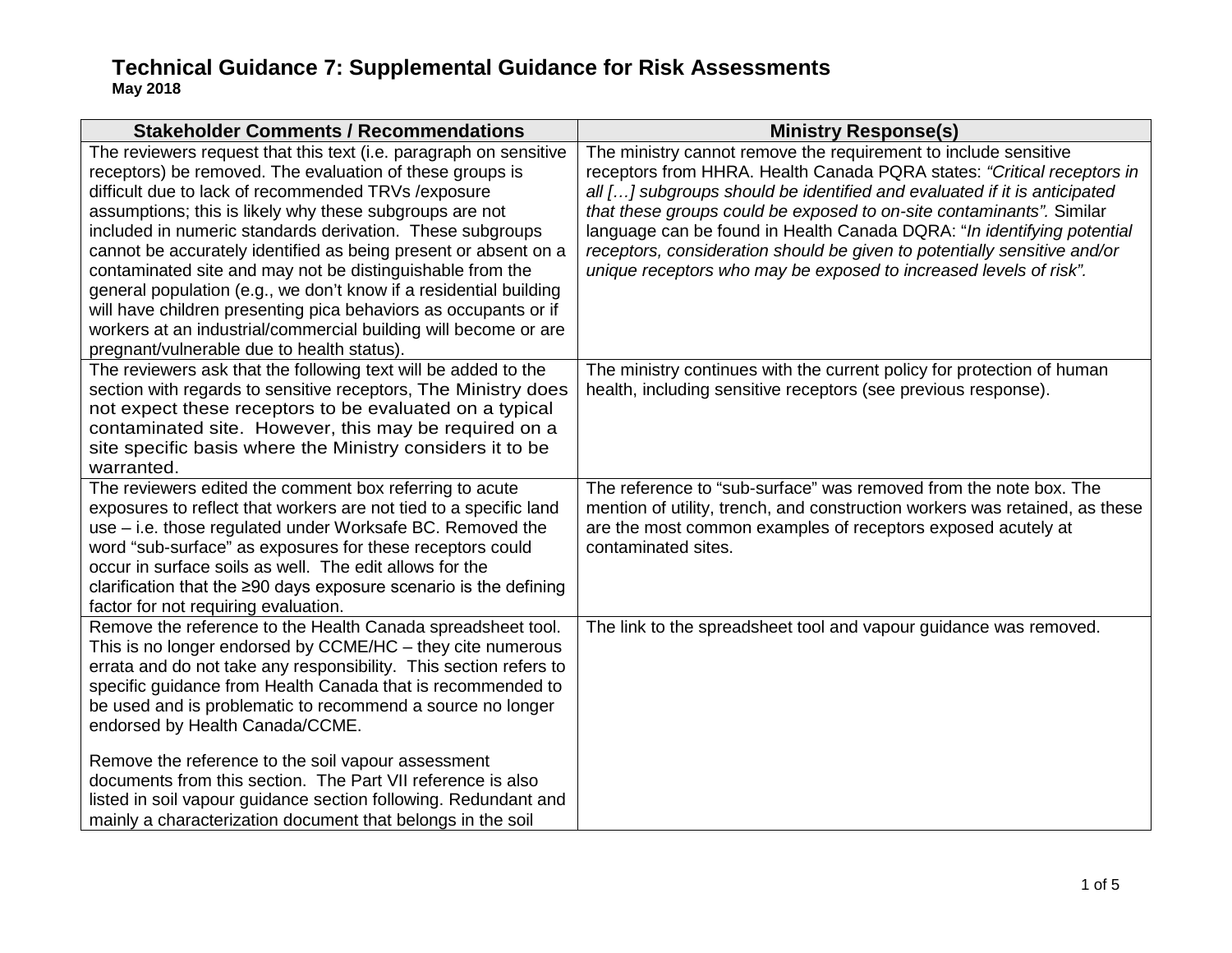# Technical Guidance 7: Supplemental Guidance for Risk Assessments

**May 2018**

| Stakeholder Comments / Recommendations | Ministry Response(s) |
|---|---|
| The reviewers request that this text (i.e. paragraph on sensitive receptors) be removed. The evaluation of these groups is difficult due to lack of recommended TRVs /exposure assumptions; this is likely why these subgroups are not included in numeric standards derivation. These subgroups cannot be accurately identified as being present or absent on a contaminated site and may not be distinguishable from the general population (e.g., we don't know if a residential building will have children presenting pica behaviors as occupants or if workers at an industrial/commercial building will become or are pregnant/vulnerable due to health status). | The ministry cannot remove the requirement to include sensitive receptors from HHRA. Health Canada PQRA states: *"Critical receptors in all […] subgroups should be identified and evaluated if it is anticipated that these groups could be exposed to on-site contaminants".* Similar language can be found in Health Canada DQRA: "*In identifying potential receptors, consideration should be given to potentially sensitive and/or unique receptors who may be exposed to increased levels of risk".* |
| The reviewers ask that the following text will be added to the section with regards to sensitive receptors, The Ministry does not expect these receptors to be evaluated on a typical contaminated site. However, this may be required on a site specific basis where the Ministry considers it to be warranted. | The ministry continues with the current policy for protection of human health, including sensitive receptors (see previous response). |
| The reviewers edited the comment box referring to acute exposures to reflect that workers are not tied to a specific land use – i.e. those regulated under Worksafe BC. Removed the word "sub-surface" as exposures for these receptors could occur in surface soils as well. The edit allows for the clarification that the ≥90 days exposure scenario is the defining factor for not requiring evaluation. | The reference to "sub-surface" was removed from the note box. The mention of utility, trench, and construction workers was retained, as these are the most common examples of receptors exposed acutely at contaminated sites. |
| Remove the reference to the Health Canada spreadsheet tool. This is no longer endorsed by CCME/HC – they cite numerous errata and do not take any responsibility. This section refers to specific guidance from Health Canada that is recommended to be used and is problematic to recommend a source no longer endorsed by Health Canada/CCME.<br><br>Remove the reference to the soil vapour assessment documents from this section. The Part VII reference is also listed in soil vapour guidance section following. Redundant and mainly a characterization document that belongs in the soil | The link to the spreadsheet tool and vapour guidance was removed. |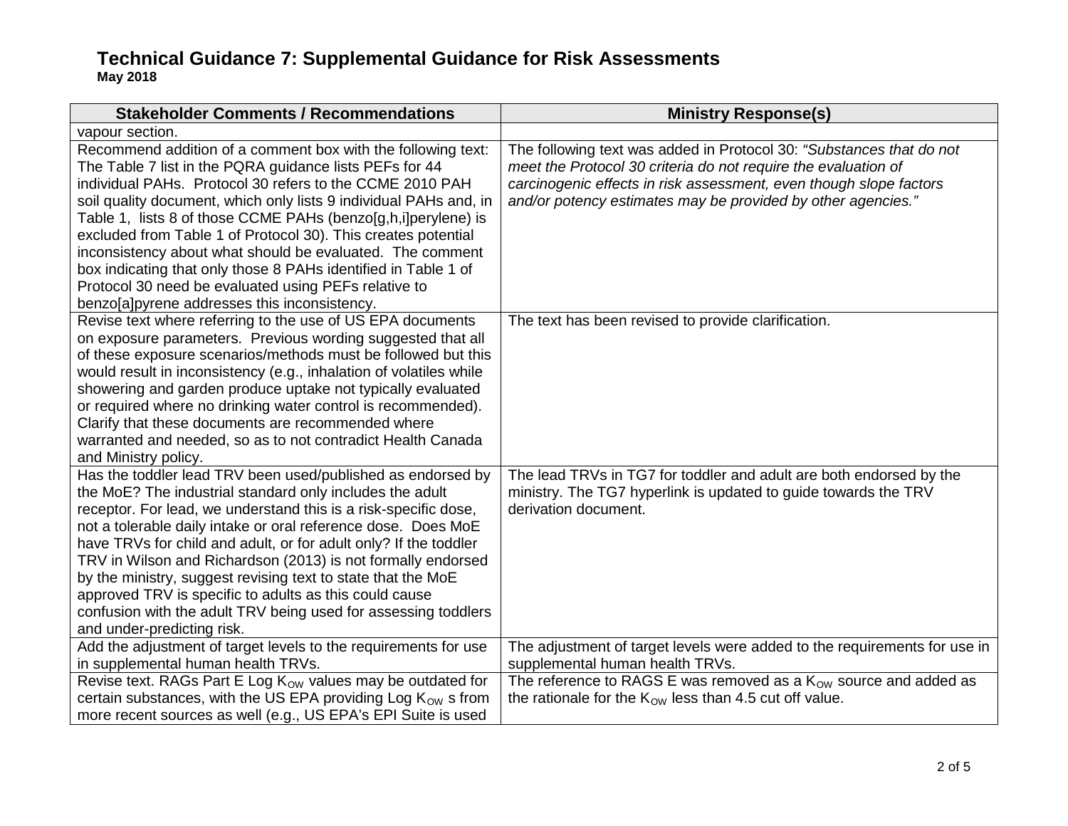# Technical Guidance 7: Supplemental Guidance for Risk Assessments

**May 2018**

| Stakeholder Comments / Recommendations | Ministry Response(s) |
|---|---|
| vapour section. | |
| Recommend addition of a comment box with the following text: The Table 7 list in the PQRA guidance lists PEFs for 44 individual PAHs. Protocol 30 refers to the CCME 2010 PAH soil quality document, which only lists 9 individual PAHs and, in Table 1, lists 8 of those CCME PAHs (benzo[g,h,i]perylene) is excluded from Table 1 of Protocol 30). This creates potential inconsistency about what should be evaluated. The comment box indicating that only those 8 PAHs identified in Table 1 of Protocol 30 need be evaluated using PEFs relative to benzo[a]pyrene addresses this inconsistency. | The following text was added in Protocol 30: *"Substances that do not meet the Protocol 30 criteria do not require the evaluation of carcinogenic effects in risk assessment, even though slope factors and/or potency estimates may be provided by other agencies."* |
| Revise text where referring to the use of US EPA documents on exposure parameters. Previous wording suggested that all of these exposure scenarios/methods must be followed but this would result in inconsistency (e.g., inhalation of volatiles while showering and garden produce uptake not typically evaluated or required where no drinking water control is recommended). Clarify that these documents are recommended where warranted and needed, so as to not contradict Health Canada and Ministry policy. | The text has been revised to provide clarification. |
| Has the toddler lead TRV been used/published as endorsed by the MoE? The industrial standard only includes the adult receptor. For lead, we understand this is a risk-specific dose, not a tolerable daily intake or oral reference dose. Does MoE have TRVs for child and adult, or for adult only? If the toddler TRV in Wilson and Richardson (2013) is not formally endorsed by the ministry, suggest revising text to state that the MoE approved TRV is specific to adults as this could cause confusion with the adult TRV being used for assessing toddlers and under-predicting risk. | The lead TRVs in TG7 for toddler and adult are both endorsed by the ministry. The TG7 hyperlink is updated to guide towards the TRV derivation document. |
| Add the adjustment of target levels to the requirements for use in supplemental human health TRVs. | The adjustment of target levels were added to the requirements for use in supplemental human health TRVs. |
| Revise text. RAGs Part E Log $K_{OW}$ values may be outdated for certain substances, with the US EPA providing Log $K_{OW}$ s from more recent sources as well (e.g., US EPA's EPI Suite is used | The reference to RAGS E was removed as a $K_{OW}$ source and added as the rationale for the $K_{OW}$ less than 4.5 cut off value. |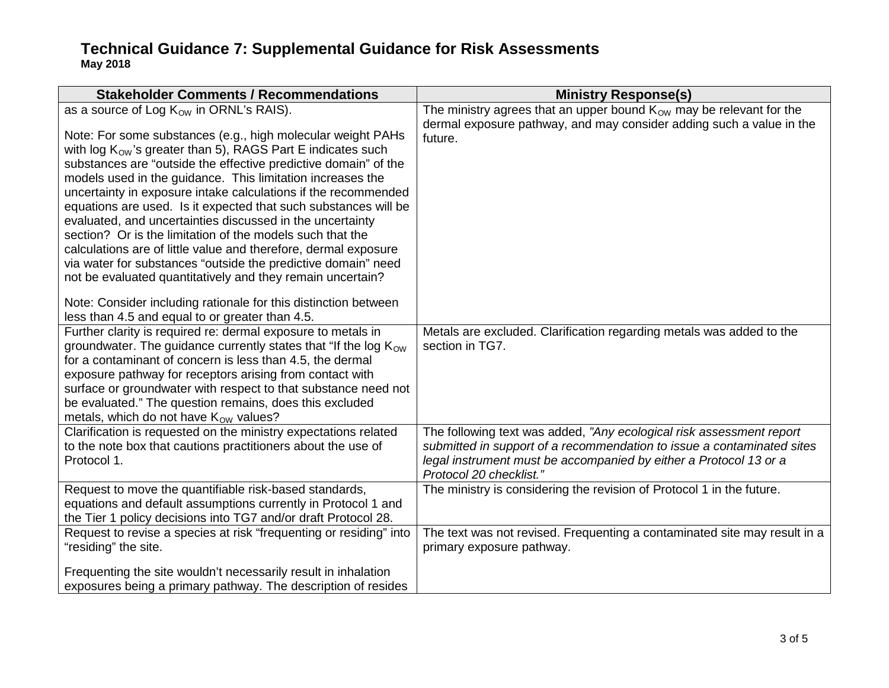# Technical Guidance 7: Supplemental Guidance for Risk Assessments

**May 2018**

| Stakeholder Comments / Recommendations | Ministry Response(s) |
|---|---|
| as a source of Log $K_{OW}$ in ORNL's RAIS).<br><br>Note: For some substances (e.g., high molecular weight PAHs with log $K_{OW}$'s greater than 5), RAGS Part E indicates such substances are "outside the effective predictive domain" of the models used in the guidance. This limitation increases the uncertainty in exposure intake calculations if the recommended equations are used. Is it expected that such substances will be evaluated, and uncertainties discussed in the uncertainty section? Or is the limitation of the models such that the calculations are of little value and therefore, dermal exposure via water for substances "outside the predictive domain" need not be evaluated quantitatively and they remain uncertain?<br><br>Note: Consider including rationale for this distinction between less than 4.5 and equal to or greater than 4.5. | The ministry agrees that an upper bound $K_{OW}$ may be relevant for the dermal exposure pathway, and may consider adding such a value in the future. |
| Further clarity is required re: dermal exposure to metals in groundwater. The guidance currently states that "If the log $K_{OW}$ for a contaminant of concern is less than 4.5, the dermal exposure pathway for receptors arising from contact with surface or groundwater with respect to that substance need not be evaluated." The question remains, does this excluded metals, which do not have $K_{OW}$ values? | Metals are excluded. Clarification regarding metals was added to the section in TG7. |
| Clarification is requested on the ministry expectations related to the note box that cautions practitioners about the use of Protocol 1. | The following text was added, *"Any ecological risk assessment report submitted in support of a recommendation to issue a contaminated sites legal instrument must be accompanied by either a Protocol 13 or a Protocol 20 checklist."* |
| Request to move the quantifiable risk-based standards, equations and default assumptions currently in Protocol 1 and the Tier 1 policy decisions into TG7 and/or draft Protocol 28. | The ministry is considering the revision of Protocol 1 in the future. |
| Request to revise a species at risk "frequenting or residing" into "residing" the site.<br><br>Frequenting the site wouldn't necessarily result in inhalation exposures being a primary pathway. The description of resides | The text was not revised. Frequenting a contaminated site may result in a primary exposure pathway. |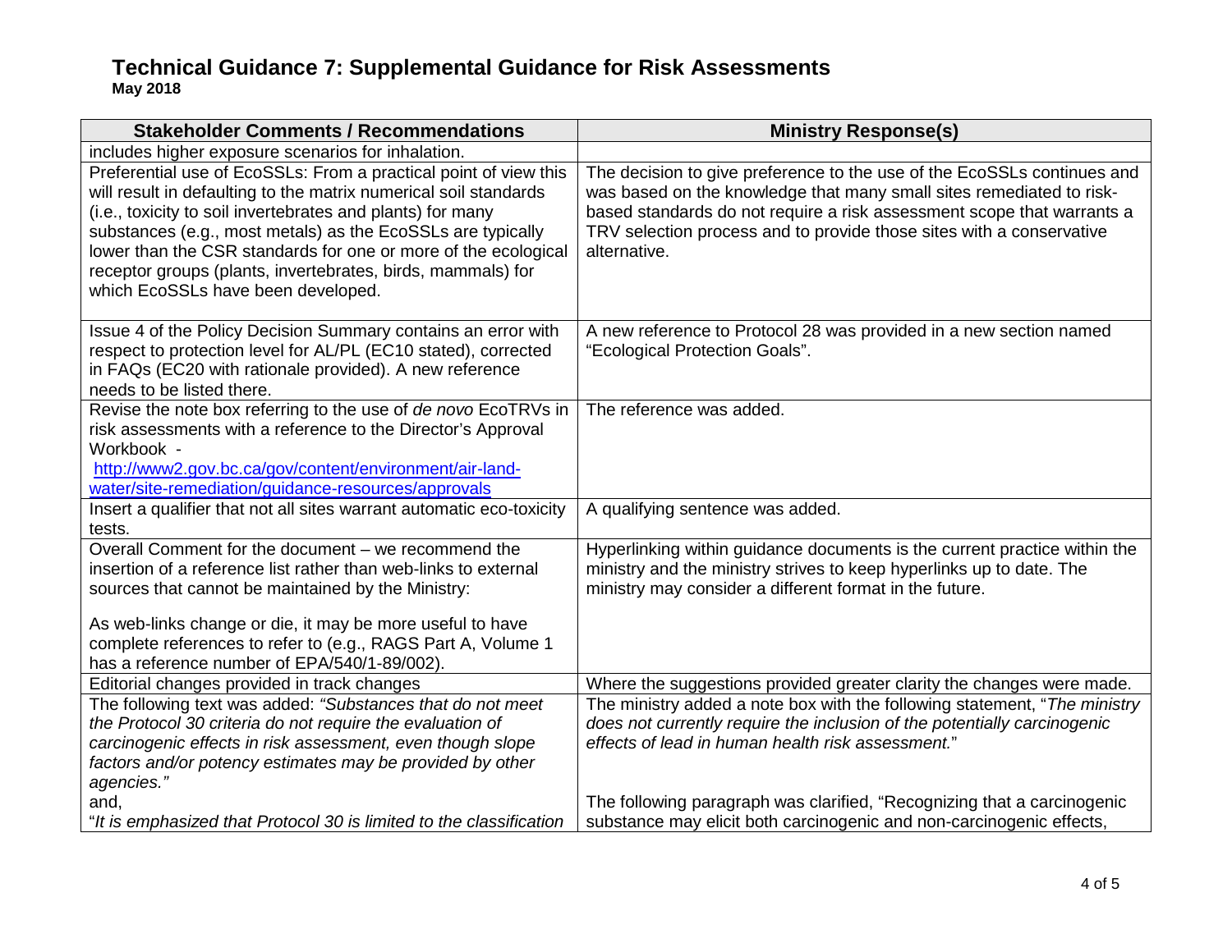# Technical Guidance 7: Supplemental Guidance for Risk Assessments

**May 2018**

| Stakeholder Comments / Recommendations | Ministry Response(s) |
|---|---|
| includes higher exposure scenarios for inhalation. | |
| Preferential use of EcoSSLs: From a practical point of view this will result in defaulting to the matrix numerical soil standards (i.e., toxicity to soil invertebrates and plants) for many substances (e.g., most metals) as the EcoSSLs are typically lower than the CSR standards for one or more of the ecological receptor groups (plants, invertebrates, birds, mammals) for which EcoSSLs have been developed. | The decision to give preference to the use of the EcoSSLs continues and was based on the knowledge that many small sites remediated to risk-based standards do not require a risk assessment scope that warrants a TRV selection process and to provide those sites with a conservative alternative. |
| Issue 4 of the Policy Decision Summary contains an error with respect to protection level for AL/PL (EC10 stated), corrected in FAQs (EC20 with rationale provided). A new reference needs to be listed there. | A new reference to Protocol 28 was provided in a new section named "Ecological Protection Goals". |
| Revise the note box referring to the use of *de novo* EcoTRVs in risk assessments with a reference to the Director's Approval Workbook - [http://www2.gov.bc.ca/gov/content/environment/air-land-water/site-remediation/guidance-resources/approvals](http://www2.gov.bc.ca/gov/content/environment/air-land-water/site-remediation/guidance-resources/approvals) | The reference was added. |
| Insert a qualifier that not all sites warrant automatic eco-toxicity tests. | A qualifying sentence was added. |
| Overall Comment for the document – we recommend the insertion of a reference list rather than web-links to external sources that cannot be maintained by the Ministry:<br><br>As web-links change or die, it may be more useful to have complete references to refer to (e.g., RAGS Part A, Volume 1 has a reference number of EPA/540/1-89/002). | Hyperlinking within guidance documents is the current practice within the ministry and the ministry strives to keep hyperlinks up to date. The ministry may consider a different format in the future. |
| Editorial changes provided in track changes | Where the suggestions provided greater clarity the changes were made. |
| The following text was added: *"Substances that do not meet the Protocol 30 criteria do not require the evaluation of carcinogenic effects in risk assessment, even though slope factors and/or potency estimates may be provided by other agencies."*<br>and,<br>"*It is emphasized that Protocol 30 is limited to the classification* | The ministry added a note box with the following statement, "*The ministry does not currently require the inclusion of the potentially carcinogenic effects of lead in human health risk assessment.*"<br><br>The following paragraph was clarified, "Recognizing that a carcinogenic substance may elicit both carcinogenic and non-carcinogenic effects, |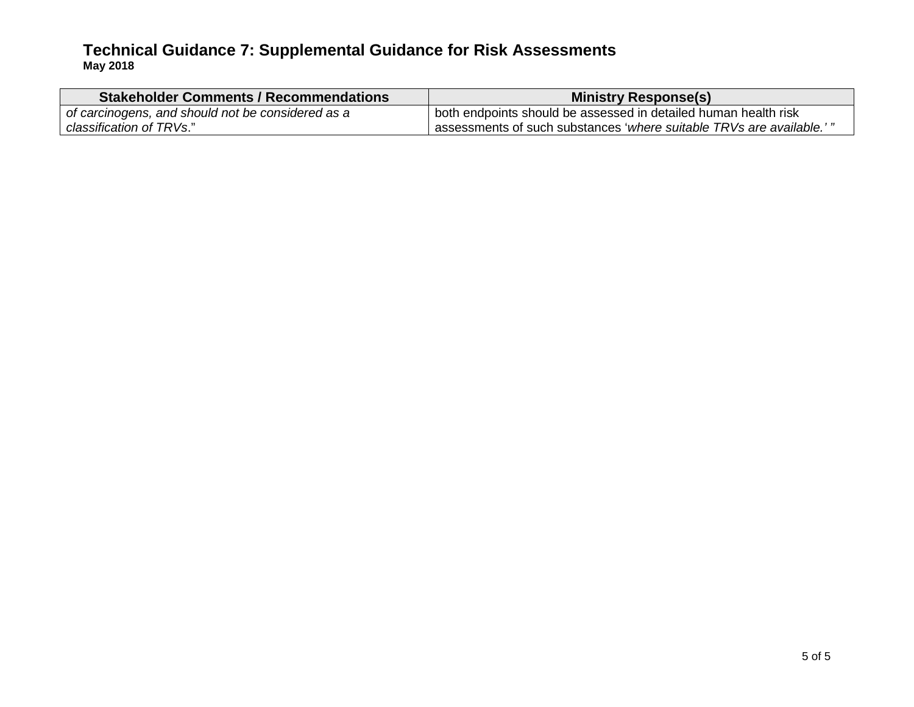| Stakeholder Comments / Recommendations | Ministry Response(s) |
| --- | --- |
| *of carcinogens, and should not be considered as a classification of TRVs*." | both endpoints should be assessed in detailed human health risk assessments of such substances '*where suitable TRVs are available.*' " |